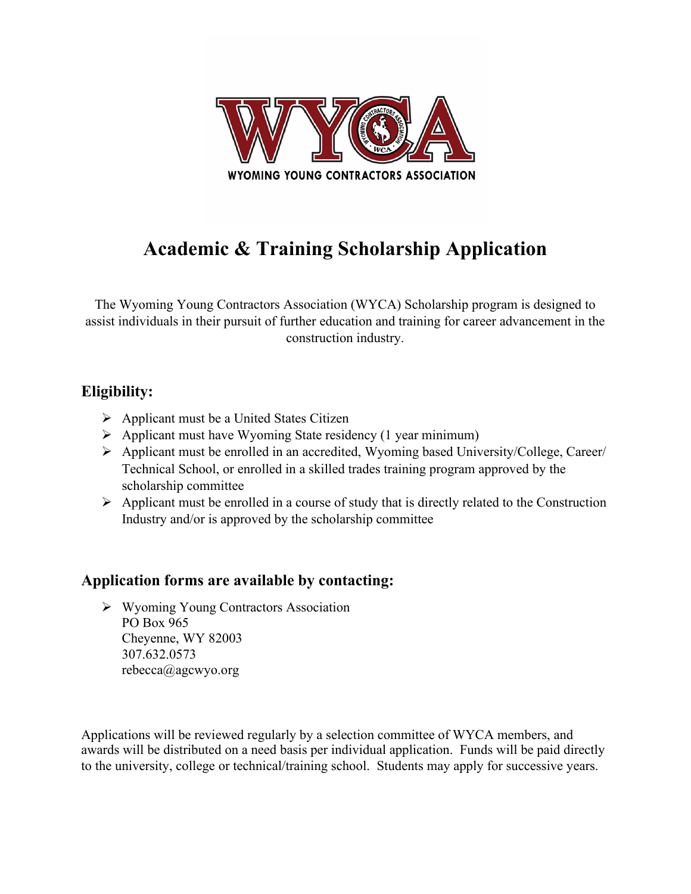WYOMING YOUNG CONTRACTORS ASSOCIATION

# Academic & Training Scholarship Application

The Wyoming Young Contractors Association (WYCA) Scholarship program is designed to assist individuals in their pursuit of further education and training for career advancement in the construction industry.

## Eligibility:

- Applicant must be a United States Citizen
- Applicant must have Wyoming State residency (1 year minimum)
- Applicant must be enrolled in an accredited, Wyoming based University/College, Career/ Technical School, or enrolled in a skilled trades training program approved by the scholarship committee
- Applicant must be enrolled in a course of study that is directly related to the Construction Industry and/or is approved by the scholarship committee

## Application forms are available by contacting:

- Wyoming Young Contractors Association
  PO Box 965
  Cheyenne, WY 82003
  307.632.0573
  rebecca@agcwyo.org

Applications will be reviewed regularly by a selection committee of WYCA members, and awards will be distributed on a need basis per individual application. Funds will be paid directly to the university, college or technical/training school. Students may apply for successive years.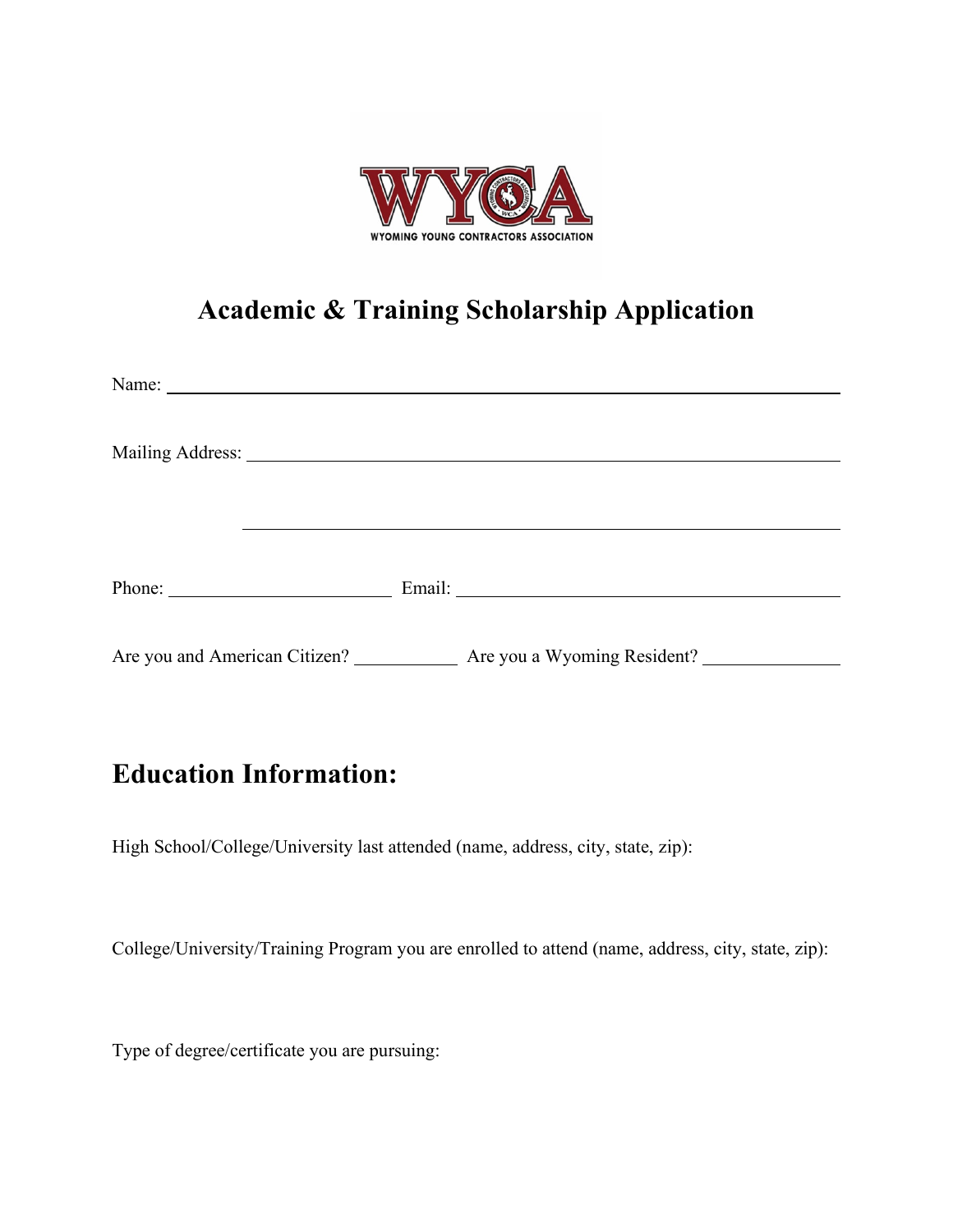WYCA

WYOMING YOUNG CONTRACTORS ASSOCIATION

# Academic & Training Scholarship Application

Name: ______________________________________________________________

Mailing Address: ______________________________________________________

______________________________________________________

Phone: ____________________ Email: ___________________________________

Are you and American Citizen? __________ Are you a Wyoming Resident? ____________

## Education Information:

High School/College/University last attended (name, address, city, state, zip):

College/University/Training Program you are enrolled to attend (name, address, city, state, zip):

Type of degree/certificate you are pursuing: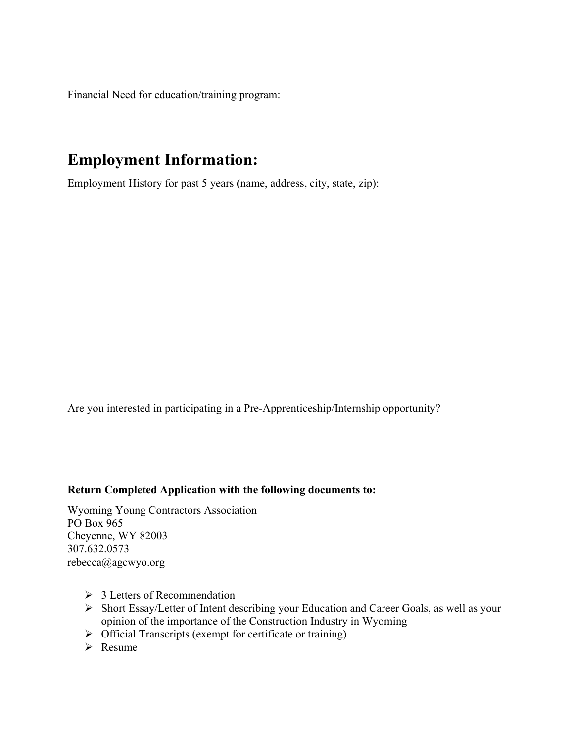Financial Need for education/training program:

## Employment Information:

Employment History for past 5 years (name, address, city, state, zip):

Are you interested in participating in a Pre-Apprenticeship/Internship opportunity?

**Return Completed Application with the following documents to:**

Wyoming Young Contractors Association
PO Box 965
Cheyenne, WY 82003
307.632.0573
rebecca@agcwyo.org

- 3 Letters of Recommendation
- Short Essay/Letter of Intent describing your Education and Career Goals, as well as your opinion of the importance of the Construction Industry in Wyoming
- Official Transcripts (exempt for certificate or training)
- Resume